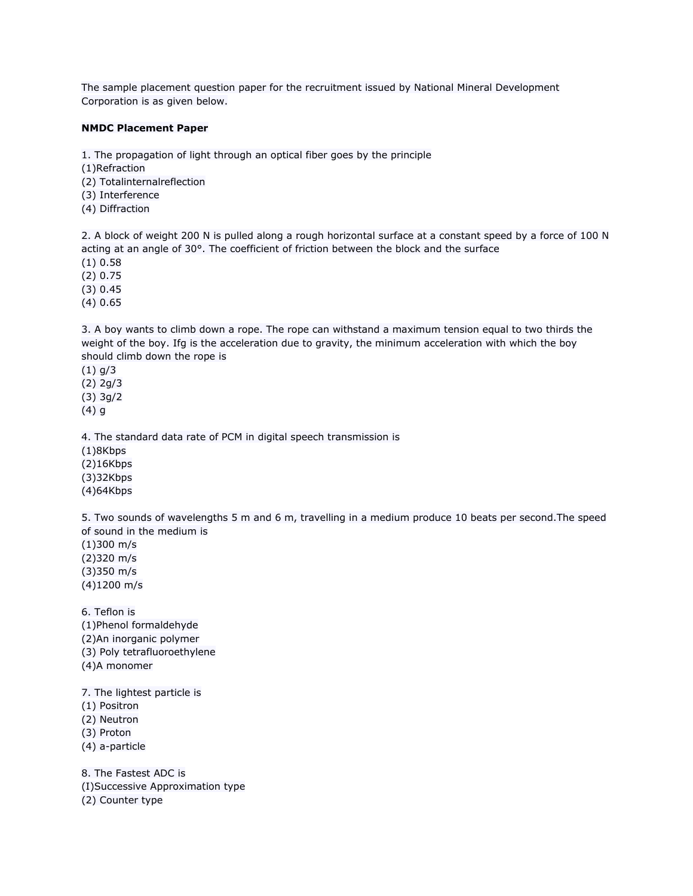The sample placement question paper for the recruitment issued by National Mineral Development Corporation is as given below.

**NMDC Placement Paper**

1. The propagation of light through an optical fiber goes by the principle
(1)Refraction
(2) Totalinternalreflection
(3) Interference
(4) Diffraction

2. A block of weight 200 N is pulled along a rough horizontal surface at a constant speed by a force of 100 N acting at an angle of 30°. The coefficient of friction between the block and the surface
(1) 0.58
(2) 0.75
(3) 0.45
(4) 0.65

3. A boy wants to climb down a rope. The rope can withstand a maximum tension equal to two thirds the weight of the boy. Ifg is the acceleration due to gravity, the minimum acceleration with which the boy should climb down the rope is
(1) $g/3$
(2) $2g/3$
(3) $3g/2$
(4) $g$

4. The standard data rate of PCM in digital speech transmission is
(1)8Kbps
(2)16Kbps
(3)32Kbps
(4)64Kbps

5. Two sounds of wavelengths 5 m and 6 m, travelling in a medium produce 10 beats per second.The speed of sound in the medium is
(1)300 m/s
(2)320 m/s
(3)350 m/s
(4)1200 m/s

6. Teflon is
(1)Phenol formaldehyde
(2)An inorganic polymer
(3) Poly tetrafluoroethylene
(4)A monomer

7. The lightest particle is
(1) Positron
(2) Neutron
(3) Proton
(4) a-particle

8. The Fastest ADC is
(I)Successive Approximation type
(2) Counter type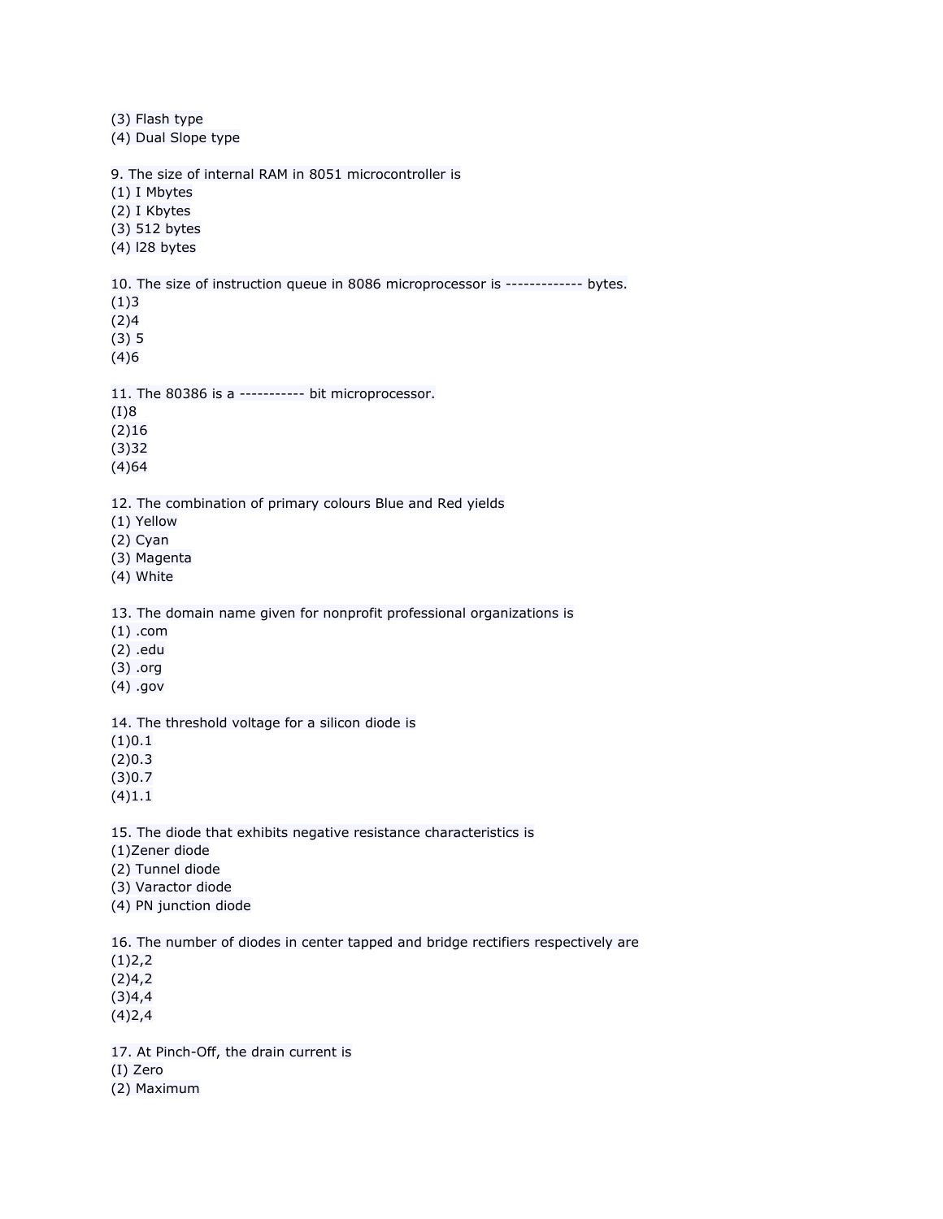(3) Flash type
(4) Dual Slope type

9. The size of internal RAM in 8051 microcontroller is
(1) I Mbytes
(2) I Kbytes
(3) 512 bytes
(4) l28 bytes

10. The size of instruction queue in 8086 microprocessor is ------------- bytes.
(1)3
(2)4
(3) 5
(4)6

11. The 80386 is a ----------- bit microprocessor.
(I)8
(2)16
(3)32
(4)64

12. The combination of primary colours Blue and Red yields
(1) Yellow
(2) Cyan
(3) Magenta
(4) White

13. The domain name given for nonprofit professional organizations is
(1) .com
(2) .edu
(3) .org
(4) .gov

14. The threshold voltage for a silicon diode is
(1)0.1
(2)0.3
(3)0.7
(4)1.1

15. The diode that exhibits negative resistance characteristics is
(1)Zener diode
(2) Tunnel diode
(3) Varactor diode
(4) PN junction diode

16. The number of diodes in center tapped and bridge rectifiers respectively are
(1)2,2
(2)4,2
(3)4,4
(4)2,4

17. At Pinch-Off, the drain current is
(I) Zero
(2) Maximum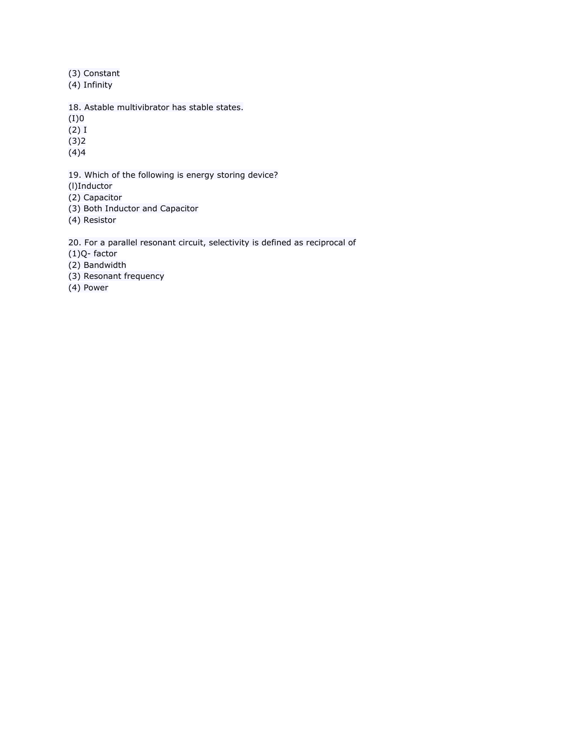(3) Constant
(4) Infinity

18. Astable multivibrator has stable states.
(I)0
(2) I
(3)2
(4)4

19. Which of the following is energy storing device?
(l)Inductor
(2) Capacitor
(3) Both Inductor and Capacitor
(4) Resistor

20. For a parallel resonant circuit, selectivity is defined as reciprocal of
(1)Q- factor
(2) Bandwidth
(3) Resonant frequency
(4) Power